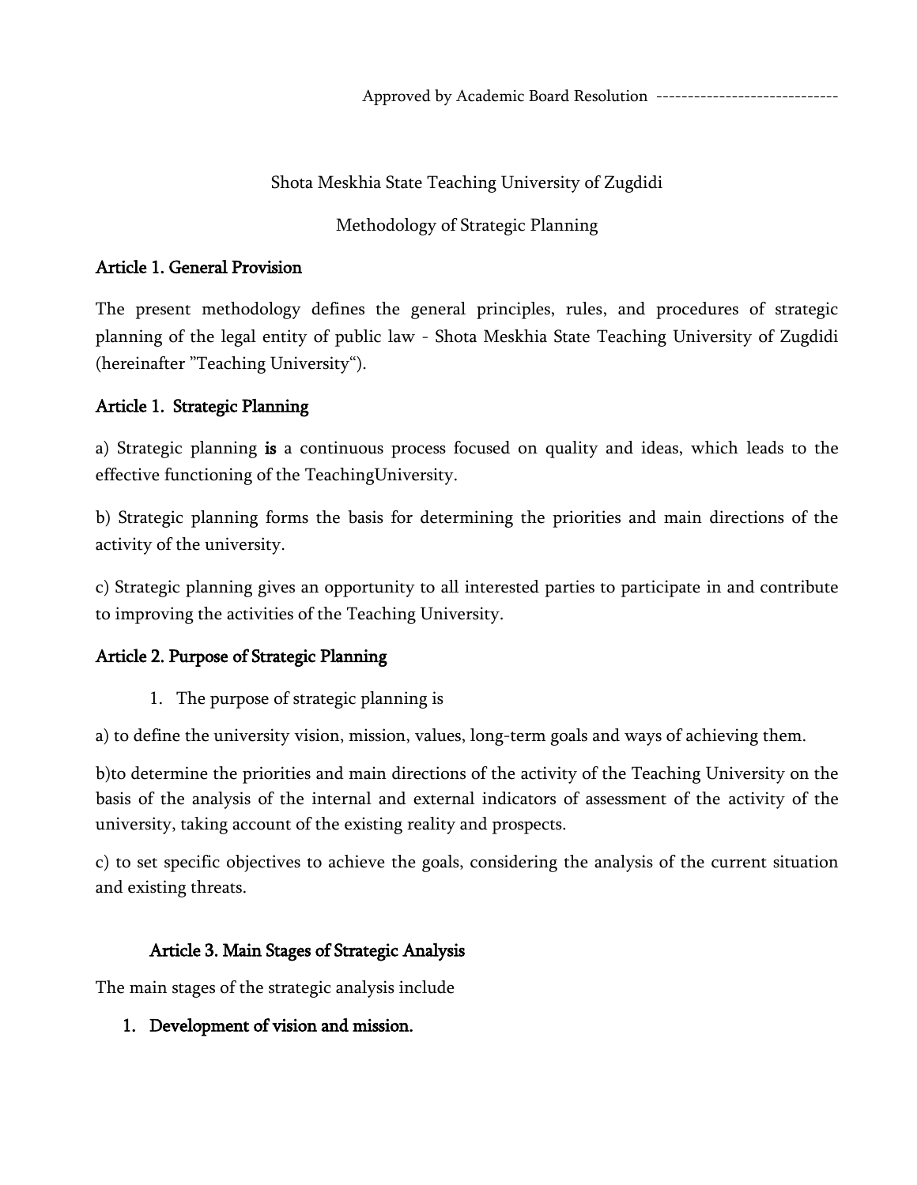Approved by Academic Board Resolution -----------------------------

Shota Meskhia State Teaching University of Zugdidi

Methodology of Strategic Planning

## Article 1. General Provision

The present methodology defines the general principles, rules, and procedures of strategic planning of the legal entity of public law - Shota Meskhia State Teaching University of Zugdidi (hereinafter "Teaching University").

## Article 1. Strategic Planning

a) Strategic planning **is** a continuous process focused on quality and ideas, which leads to the effective functioning of the TeachingUniversity.

b) Strategic planning forms the basis for determining the priorities and main directions of the activity of the university.

c) Strategic planning gives an opportunity to all interested parties to participate in and contribute to improving the activities of the Teaching University.

## Article 2. Purpose of Strategic Planning

1. The purpose of strategic planning is

a) to define the university vision, mission, values, long-term goals and ways of achieving them.

b)to determine the priorities and main directions of the activity of the Teaching University on the basis of the analysis of the internal and external indicators of assessment of the activity of the university, taking account of the existing reality and prospects.

c) to set specific objectives to achieve the goals, considering the analysis of the current situation and existing threats.

## Article 3. Main Stages of Strategic Analysis

The main stages of the strategic analysis include

1. **Development of vision and mission.**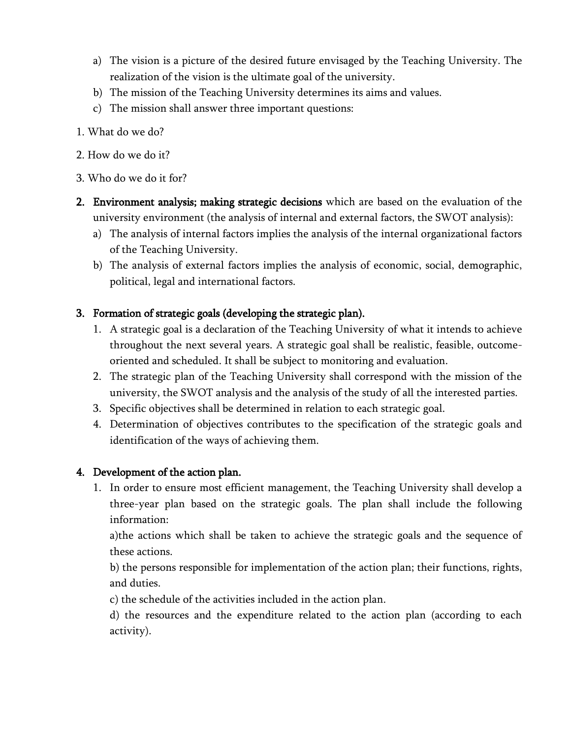a) The vision is a picture of the desired future envisaged by the Teaching University. The realization of the vision is the ultimate goal of the university.
b) The mission of the Teaching University determines its aims and values.
c) The mission shall answer three important questions:

1. What do we do?

2. How do we do it?

3. Who do we do it for?

2. **Environment analysis; making strategic decisions** which are based on the evaluation of the university environment (the analysis of internal and external factors, the SWOT analysis):
   a) The analysis of internal factors implies the analysis of the internal organizational factors of the Teaching University.
   b) The analysis of external factors implies the analysis of economic, social, demographic, political, legal and international factors.

3. **Formation of strategic goals (developing the strategic plan).**
   1. A strategic goal is a declaration of the Teaching University of what it intends to achieve throughout the next several years. A strategic goal shall be realistic, feasible, outcome-oriented and scheduled. It shall be subject to monitoring and evaluation.
   2. The strategic plan of the Teaching University shall correspond with the mission of the university, the SWOT analysis and the analysis of the study of all the interested parties.
   3. Specific objectives shall be determined in relation to each strategic goal.
   4. Determination of objectives contributes to the specification of the strategic goals and identification of the ways of achieving them.

4. **Development of the action plan.**
   1. In order to ensure most efficient management, the Teaching University shall develop a three-year plan based on the strategic goals. The plan shall include the following information:

      a)the actions which shall be taken to achieve the strategic goals and the sequence of these actions.

      b) the persons responsible for implementation of the action plan; their functions, rights, and duties.

      c) the schedule of the activities included in the action plan.

      d) the resources and the expenditure related to the action plan (according to each activity).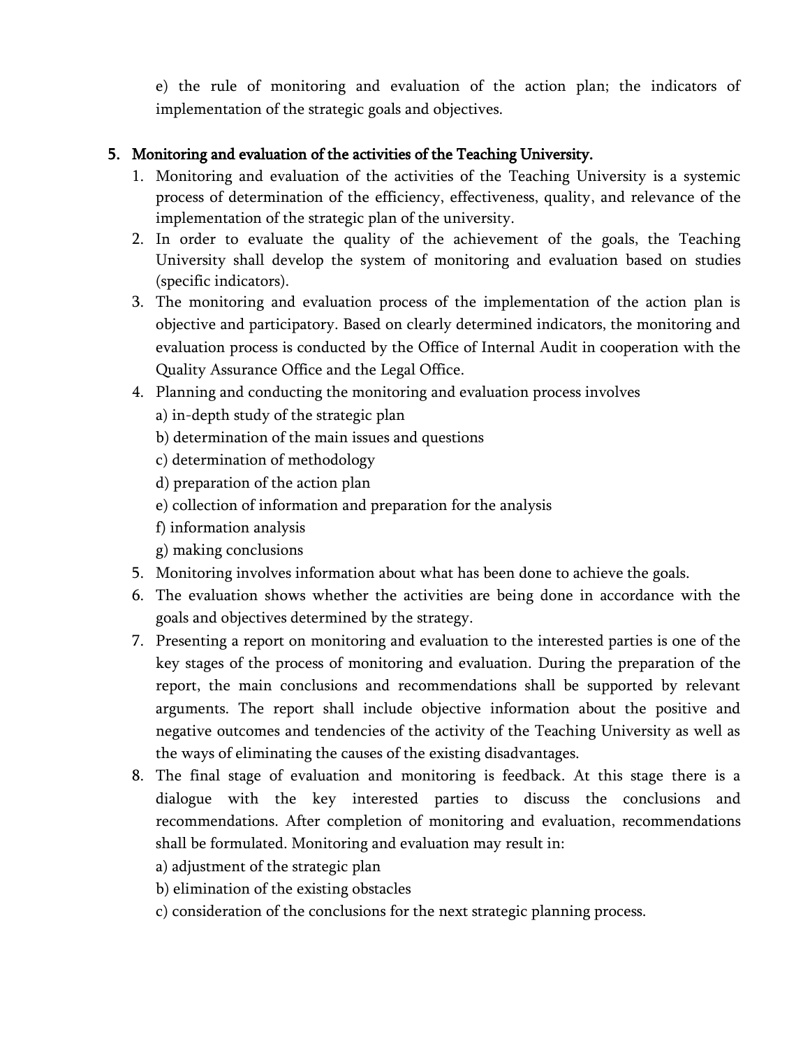e) the rule of monitoring and evaluation of the action plan; the indicators of implementation of the strategic goals and objectives.

## 5. Monitoring and evaluation of the activities of the Teaching University.

1. Monitoring and evaluation of the activities of the Teaching University is a systemic process of determination of the efficiency, effectiveness, quality, and relevance of the implementation of the strategic plan of the university.
2. In order to evaluate the quality of the achievement of the goals, the Teaching University shall develop the system of monitoring and evaluation based on studies (specific indicators).
3. The monitoring and evaluation process of the implementation of the action plan is objective and participatory. Based on clearly determined indicators, the monitoring and evaluation process is conducted by the Office of Internal Audit in cooperation with the Quality Assurance Office and the Legal Office.
4. Planning and conducting the monitoring and evaluation process involves
   a) in-depth study of the strategic plan
   b) determination of the main issues and questions
   c) determination of methodology
   d) preparation of the action plan
   e) collection of information and preparation for the analysis
   f) information analysis
   g) making conclusions
5. Monitoring involves information about what has been done to achieve the goals.
6. The evaluation shows whether the activities are being done in accordance with the goals and objectives determined by the strategy.
7. Presenting a report on monitoring and evaluation to the interested parties is one of the key stages of the process of monitoring and evaluation. During the preparation of the report, the main conclusions and recommendations shall be supported by relevant arguments. The report shall include objective information about the positive and negative outcomes and tendencies of the activity of the Teaching University as well as the ways of eliminating the causes of the existing disadvantages.
8. The final stage of evaluation and monitoring is feedback. At this stage there is a dialogue with the key interested parties to discuss the conclusions and recommendations. After completion of monitoring and evaluation, recommendations shall be formulated. Monitoring and evaluation may result in:
   a) adjustment of the strategic plan
   b) elimination of the existing obstacles
   c) consideration of the conclusions for the next strategic planning process.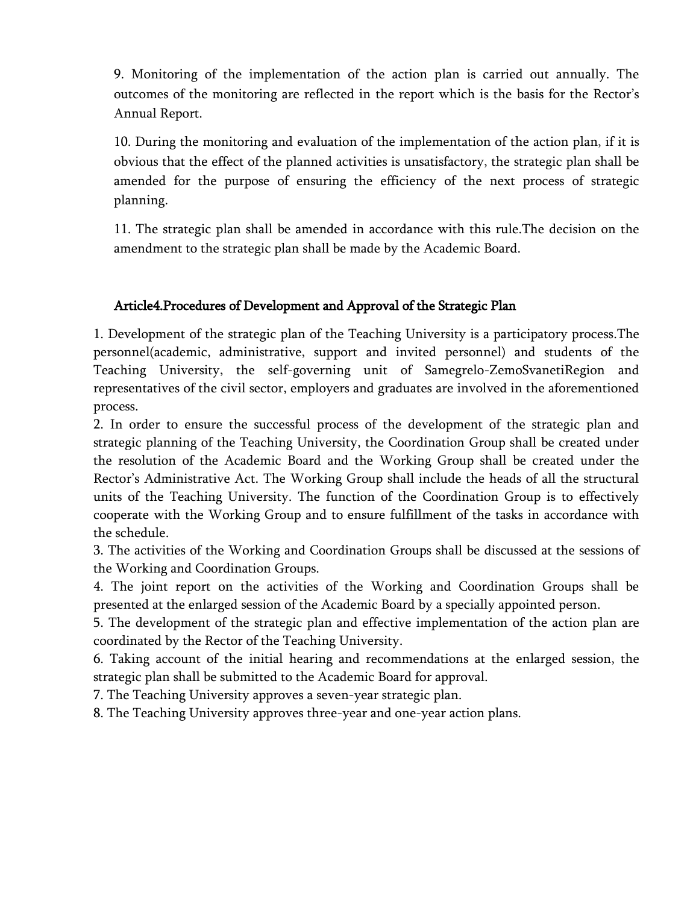9. Monitoring of the implementation of the action plan is carried out annually. The outcomes of the monitoring are reflected in the report which is the basis for the Rector's Annual Report.

10. During the monitoring and evaluation of the implementation of the action plan, if it is obvious that the effect of the planned activities is unsatisfactory, the strategic plan shall be amended for the purpose of ensuring the efficiency of the next process of strategic planning.

11. The strategic plan shall be amended in accordance with this rule.The decision on the amendment to the strategic plan shall be made by the Academic Board.

## Article4.Procedures of Development and Approval of the Strategic Plan

1. Development of the strategic plan of the Teaching University is a participatory process.The personnel(academic, administrative, support and invited personnel) and students of the Teaching University, the self-governing unit of Samegrelo-ZemoSvanetiRegion and representatives of the civil sector, employers and graduates are involved in the aforementioned process.
2. In order to ensure the successful process of the development of the strategic plan and strategic planning of the Teaching University, the Coordination Group shall be created under the resolution of the Academic Board and the Working Group shall be created under the Rector's Administrative Act. The Working Group shall include the heads of all the structural units of the Teaching University. The function of the Coordination Group is to effectively cooperate with the Working Group and to ensure fulfillment of the tasks in accordance with the schedule.
3. The activities of the Working and Coordination Groups shall be discussed at the sessions of the Working and Coordination Groups.
4. The joint report on the activities of the Working and Coordination Groups shall be presented at the enlarged session of the Academic Board by a specially appointed person.
5. The development of the strategic plan and effective implementation of the action plan are coordinated by the Rector of the Teaching University.
6. Taking account of the initial hearing and recommendations at the enlarged session, the strategic plan shall be submitted to the Academic Board for approval.
7. The Teaching University approves a seven-year strategic plan.
8. The Teaching University approves three-year and one-year action plans.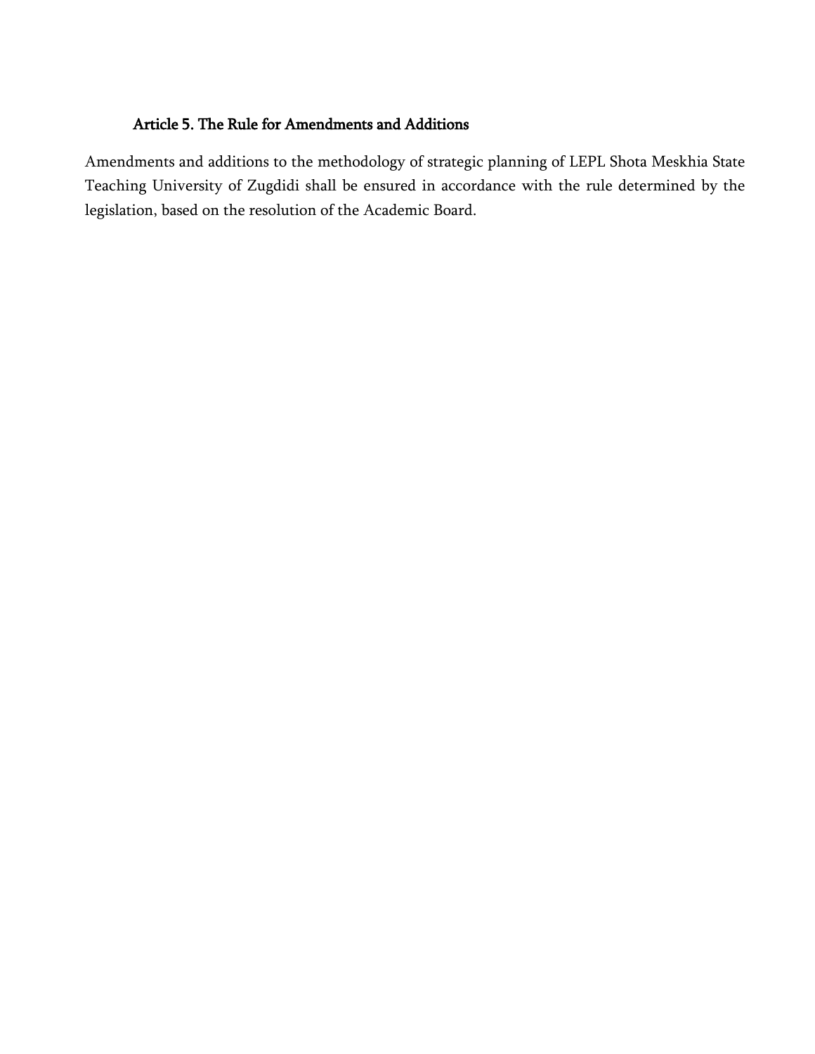### Article 5. The Rule for Amendments and Additions

Amendments and additions to the methodology of strategic planning of LEPL Shota Meskhia State Teaching University of Zugdidi shall be ensured in accordance with the rule determined by the legislation, based on the resolution of the Academic Board.